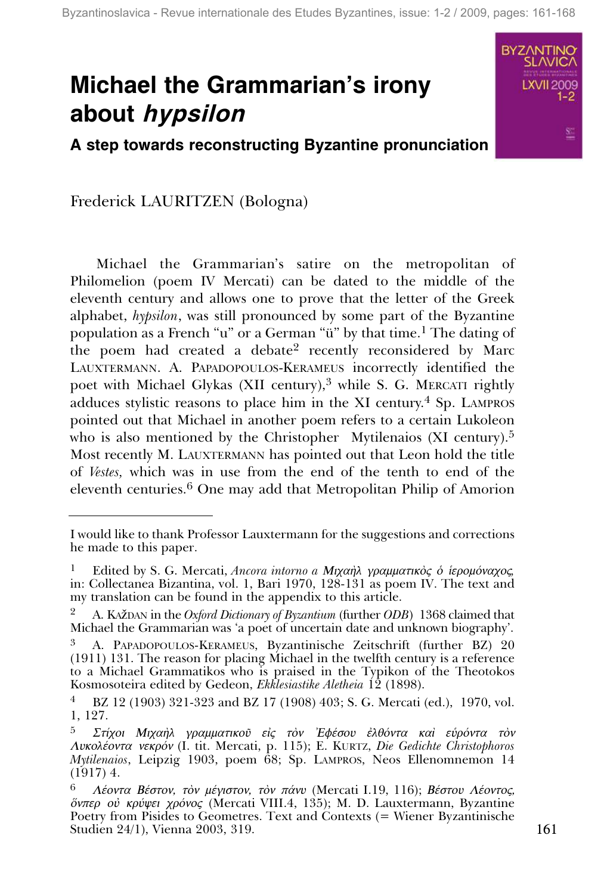# Michael the Grammarian's irony about *hypsilon*

### A step towards reconstructing Byzantine pronunciation

Frederick LAURITZEN (Bologna)

Michael the Grammarian's satire on the metropolitan of Philomelion (poem IV Mercati) can be dated to the middle of the eleventh century and allows one to prove that the letter of the Greek alphabet, *hypsilon*, was still pronounced by some part of the Byzantine population as a French "u" or a German "ü" by that time.[1] The dating of the poem had created a debate[2] recently reconsidered by Marc LAUXTERMANN. A. PAPADOPOULOS-KERAMEUS incorrectly identified the poet with Michael Glykas (XII century),[3] while S. G. MERCATI rightly adduces stylistic reasons to place him in the XI century.[4] Sp. LAMPROS pointed out that Michael in another poem refers to a certain Lukoleon who is also mentioned by the Christopher Mytilenaios (XI century).[5] Most recently M. LAUXTERMANN has pointed out that Leon hold the title of *Vestes,* which was in use from the end of the tenth to end of the eleventh centuries.[6] One may add that Metropolitan Philip of Amorion

---

I would like to thank Professor Lauxtermann for the suggestions and corrections he made to this paper.

[1] Edited by S. G. Mercati, *Ancora intorno a Μιχαὴλ γραμματικὸς ὁ ἱερομόναχος,* in: Collectanea Bizantina, vol. 1, Bari 1970, 128-131 as poem IV. The text and my translation can be found in the appendix to this article.

[2] A. KAŽDAN in the *Oxford Dictionary of Byzantium* (further *ODB*) 1368 claimed that Michael the Grammarian was 'a poet of uncertain date and unknown biography'.

[3] A. PAPADOPOULOS-KERAMEUS, Byzantinische Zeitschrift (further BZ) 20 (1911) 131. The reason for placing Michael in the twelfth century is a reference to a Michael Grammatikos who is praised in the Typikon of the Theotokos Kosmosoteira edited by Gedeon, *Ekklesiastike Aletheia* 12 (1898).

[4] BZ 12 (1903) 321-323 and BZ 17 (1908) 403; S. G. Mercati (ed.), 1970, vol. 1, 127.

[5] *Στίχοι Μιχαὴλ γραμματικοῦ εἰς τὸν Ἐφέσου ἐλθόντα καὶ εὑρόντα τὸν Λυκολέοντα νεκρόν* (I. tit. Mercati, p. 115); E. KURTZ, *Die Gedichte Christophoros Mytilenaios*, Leipzig 1903, poem 68; Sp. LAMPROS, Neos Ellenomnemon 14 (1917) 4.

[6] *Λέοντα Βέστον, τὸν μέγιστον, τὸν πάνυ* (Mercati I.19, 116); *Βέστου Λέοντος, ὅνπερ οὐ κρύψει χρόνος* (Mercati VIII.4, 135); M. D. Lauxtermann, Byzantine Poetry from Pisides to Geometres. Text and Contexts (= Wiener Byzantinische Studien 24/1), Vienna 2003, 319.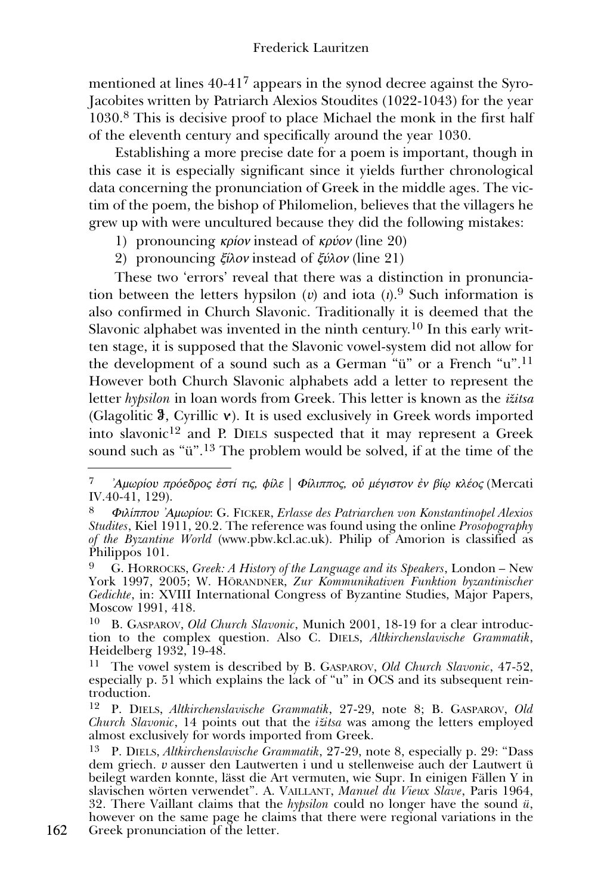mentioned at lines 40-41[7] appears in the synod decree against the Syro-Jacobites written by Patriarch Alexios Stoudites (1022-1043) for the year 1030.[8] This is decisive proof to place Michael the monk in the first half of the eleventh century and specifically around the year 1030.

Establishing a more precise date for a poem is important, though in this case it is especially significant since it yields further chronological data concerning the pronunciation of Greek in the middle ages. The victim of the poem, the bishop of Philomelion, believes that the villagers he grew up with were uncultured because they did the following mistakes:

1) pronouncing *κρίον* instead of *κρύον* (line 20)
2) pronouncing *ξίλον* instead of *ξύλον* (line 21)

These two 'errors' reveal that there was a distinction in pronunciation between the letters hypsilon (*υ*) and iota (*ι*).[9] Such information is also confirmed in Church Slavonic. Traditionally it is deemed that the Slavonic alphabet was invented in the ninth century.[10] In this early written stage, it is supposed that the Slavonic vowel-system did not allow for the development of a sound such as a German "ü" or a French "u".[11] However both Church Slavonic alphabets add a letter to represent the letter *hypsilon* in loan words from Greek. This letter is known as the *ižitsa* (Glagolitic Ⰵ, Cyrillic ѵ). It is used exclusively in Greek words imported into slavonic[12] and P. Diels suspected that it may represent a Greek sound such as "ü".[13] The problem would be solved, if at the time of the

---

[7] *Ἀμωρίου πρόεδρος ἐστί τις, φίλε | Φίλιππος, οὐ μέγιστον ἐν βίῳ κλέος* (Mercati IV.40-41, 129).

[8] *Φιλίππου Ἀμωρίου*: G. Ficker, *Erlasse des Patriarchen von Konstantinopel Alexios Studites*, Kiel 1911, 20.2. The reference was found using the online *Prosopography of the Byzantine World* (www.pbw.kcl.ac.uk). Philip of Amorion is classified as Philippos 101.

[9] G. Horrocks, *Greek: A History of the Language and its Speakers*, London – New York 1997, 2005; W. Hörandner, *Zur Kommunikativen Funktion byzantinischer Gedichte*, in: XVIII International Congress of Byzantine Studies, Major Papers, Moscow 1991, 418.

[10] B. Gasparov, *Old Church Slavonic*, Munich 2001, 18-19 for a clear introduction to the complex question. Also C. Diels, *Altkirchenslavische Grammatik*, Heidelberg 1932, 19-48.

[11] The vowel system is described by B. Gasparov, *Old Church Slavonic*, 47-52, especially p. 51 which explains the lack of "u" in OCS and its subsequent reintroduction.

[12] P. Diels, *Altkirchenslavische Grammatik*, 27-29, note 8; B. Gasparov, *Old Church Slavonic*, 14 points out that the *ižitsa* was among the letters employed almost exclusively for words imported from Greek.

[13] P. Diels, *Altkirchenslavische Grammatik*, 27-29, note 8, especially p. 29: "Dass dem griech. *υ* ausser den Lautwerten i und u stellenweise auch der Lautwert ü beilegt warden konnte, lässt die Art vermuten, wie Supr. In einigen Fällen Y in slavischen wörten verwendet". A. Vaillant, *Manuel du Vieux Slave*, Paris 1964, 32. There Vaillant claims that the *hypsilon* could no longer have the sound *ü*, however on the same page he claims that there were regional variations in the Greek pronunciation of the letter.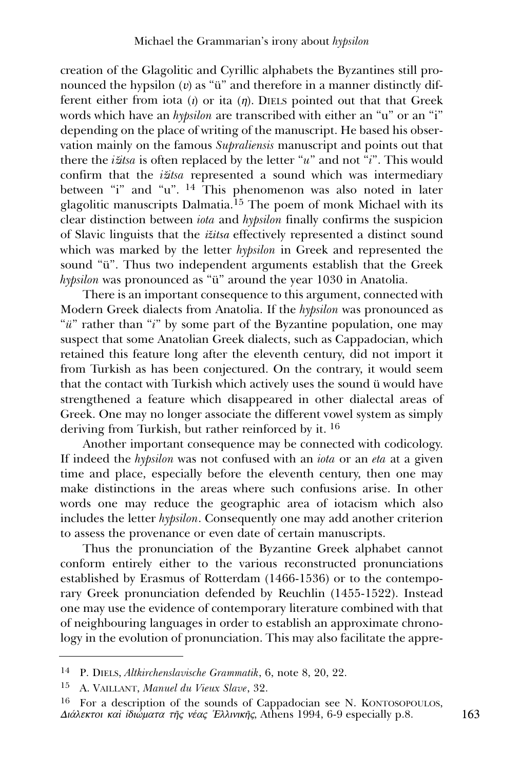creation of the Glagolitic and Cyrillic alphabets the Byzantines still pronounced the hypsilon (*υ*) as "ü" and therefore in a manner distinctly different either from iota (*ι*) or ita (*η*). DIELS pointed out that that Greek words which have an *hypsilon* are transcribed with either an "u" or an "i" depending on the place of writing of the manuscript. He based his observation mainly on the famous *Supraliensis* manuscript and points out that there the *ižitsa* is often replaced by the letter "*u*" and not "*i*". This would confirm that the *ižitsa* represented a sound which was intermediary between "i" and "u". [14] This phenomenon was also noted in later glagolitic manuscripts Dalmatia.[15] The poem of monk Michael with its clear distinction between *iota* and *hypsilon* finally confirms the suspicion of Slavic linguists that the *ižitsa* effectively represented a distinct sound which was marked by the letter *hypsilon* in Greek and represented the sound "ü". Thus two independent arguments establish that the Greek *hypsilon* was pronounced as "ü" around the year 1030 in Anatolia.

There is an important consequence to this argument, connected with Modern Greek dialects from Anatolia. If the *hypsilon* was pronounced as "*ü*" rather than "*i*" by some part of the Byzantine population, one may suspect that some Anatolian Greek dialects, such as Cappadocian, which retained this feature long after the eleventh century, did not import it from Turkish as has been conjectured. On the contrary, it would seem that the contact with Turkish which actively uses the sound ü would have strengthened a feature which disappeared in other dialectal areas of Greek. One may no longer associate the different vowel system as simply deriving from Turkish, but rather reinforced by it. [16]

Another important consequence may be connected with codicology. If indeed the *hypsilon* was not confused with an *iota* or an *eta* at a given time and place, especially before the eleventh century, then one may make distinctions in the areas where such confusions arise. In other words one may reduce the geographic area of iotacism which also includes the letter *hypsilon*. Consequently one may add another criterion to assess the provenance or even date of certain manuscripts.

Thus the pronunciation of the Byzantine Greek alphabet cannot conform entirely either to the various reconstructed pronunciations established by Erasmus of Rotterdam (1466-1536) or to the contemporary Greek pronunciation defended by Reuchlin (1455-1522). Instead one may use the evidence of contemporary literature combined with that of neighbouring languages in order to establish an approximate chronology in the evolution of pronunciation. This may also facilitate the appre-

---

[14] P. DIELS, *Altkirchenslavische Grammatik*, 6, note 8, 20, 22.

[15] A. VAILLANT, *Manuel du Vieux Slave*, 32.

[16] For a description of the sounds of Cappadocian see N. KONTOSOPOULOS, *Διάλεκτοι καὶ ἰδιώματα τῆς νέας Ἑλλινικῆς*, Athens 1994, 6-9 especially p.8.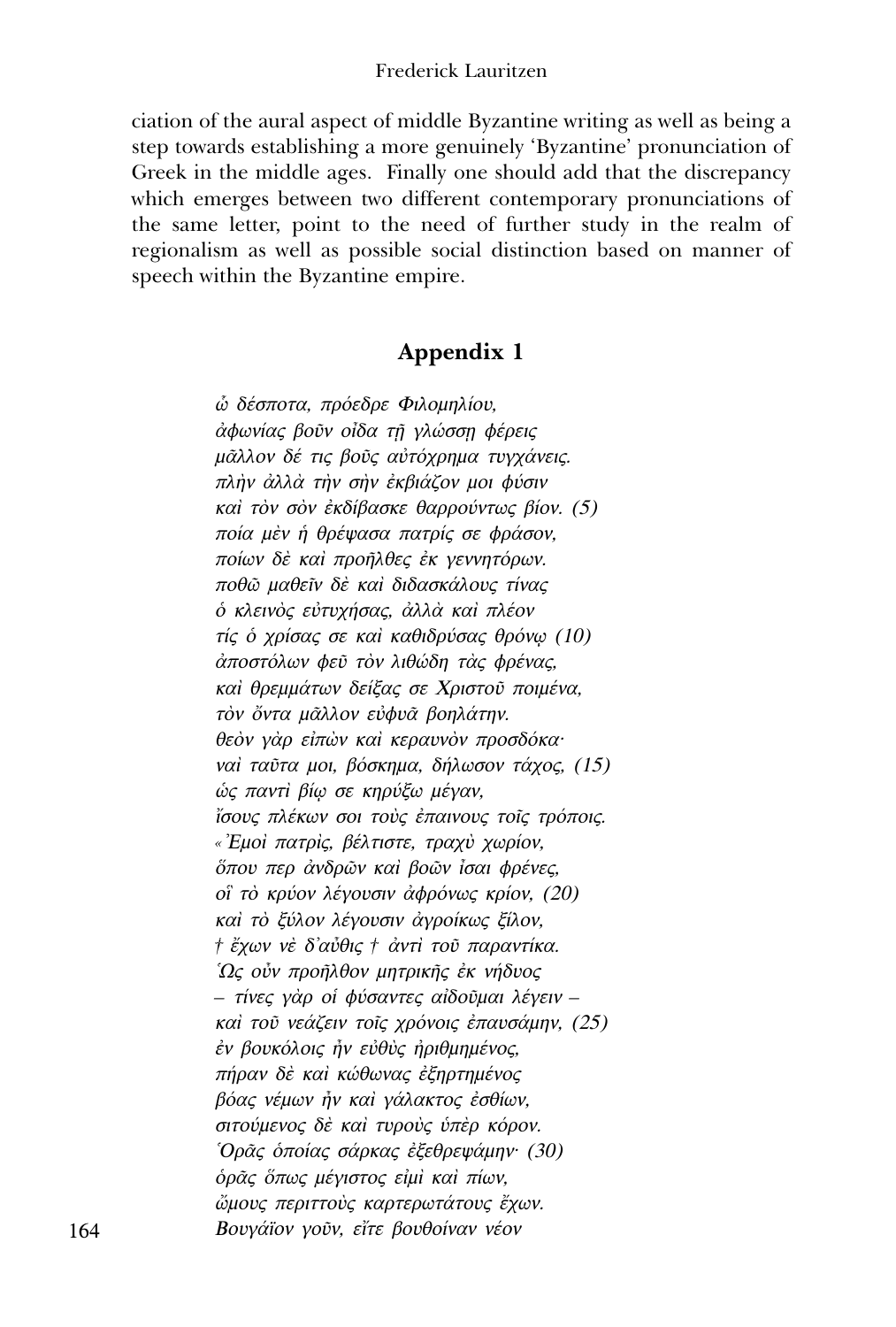ciation of the aural aspect of middle Byzantine writing as well as being a step towards establishing a more genuinely 'Byzantine' pronunciation of Greek in the middle ages. Finally one should add that the discrepancy which emerges between two different contemporary pronunciations of the same letter, point to the need of further study in the realm of regionalism as well as possible social distinction based on manner of speech within the Byzantine empire.

## Appendix 1

*ὦ δέσποτα, πρόεδρε Φιλομηλίου,*  
*ἀφωνίας βοῦν οἶδα τῇ γλώσσῃ φέρεις*  
*μᾶλλον δέ τις βοῦς αὐτόχρημα τυγχάνεις.*  
*πλὴν ἀλλὰ τὴν σὴν ἐκβιάζον μοι φύσιν*  
*καὶ τὸν σὸν ἐκδίβασκε θαρρούντως βίον. (5)*  
*ποία μὲν ἡ θρέψασα πατρίς σε φράσον,*  
*ποίων δὲ καὶ προῆλθες ἐκ γεννητόρων.*  
*ποθῶ μαθεῖν δὲ καὶ διδασκάλους τίνας*  
*ὁ κλεινὸς εὐτυχήσας, ἀλλὰ καὶ πλέον*  
*τίς ὁ χρίσας σε καὶ καθιδρύσας θρόνῳ (10)*  
*ἀποστόλων φεῦ τὸν λιθώδη τὰς φρένας,*  
*καὶ θρεμμάτων δείξας σε Χριστοῦ ποιμένα,*  
*τὸν ὄντα μᾶλλον εὐφυᾶ βοηλάτην.*  
*θεὸν γὰρ εἰπὼν καὶ κεραυνὸν προσδόκα·*  
*ναὶ ταῦτα μοι, βόσκημα, δήλωσον τάχος, (15)*  
*ὡς παντὶ βίῳ σε κηρύξω μέγαν,*  
*ἴσους πλέκων σοι τοὺς ἐπαίνους τοῖς τρόποις.*  
*«Ἐμοὶ πατρίς, βέλτιστε, τραχὺ χωρίον,*  
*ὅπου περ ἀνδρῶν καὶ βοῶν ἶσαι φρένες,*  
*οἳ τὸ κρύον λέγουσιν ἀφρόνως κρίον, (20)*  
*καὶ τὸ ξύλον λέγουσιν ἀγροίκως ξῖλον,*  
*† ἔχων νὲ δ᾽αὖθις † ἀντὶ τοῦ παραντίκα.*  
*Ὡς οὖν προῆλθον μητρικῆς ἐκ νήδυος*  
*– τίνες γὰρ οἱ φύσαντες αἰδοῦμαι λέγειν –*  
*καὶ τοῦ νεάζειν τοῖς χρόνοις ἐπαυσάμην, (25)*  
*ἐν βουκόλοις ἦν εὐθὺς ἠριθμημένος,*  
*πήραν δὲ καὶ κώθωνας ἐξηρτημένος*  
*βόας νέμων ἦν καὶ γάλακτος ἐσθίων,*  
*σιτούμενος δὲ καὶ τυροὺς ὑπὲρ κόρον.*  
*Ὁρᾷς ὁποίας σάρκας ἐξεθρεψάμην· (30)*  
*ὁρᾷς ὅπως μέγιστος εἰμὶ καὶ πίων,*  
*ὤμους περιττοὺς καρτερωτάτους ἔχων.*  
*Βουγάϊον γοῦν, εἴτε βουθοίναν νέον*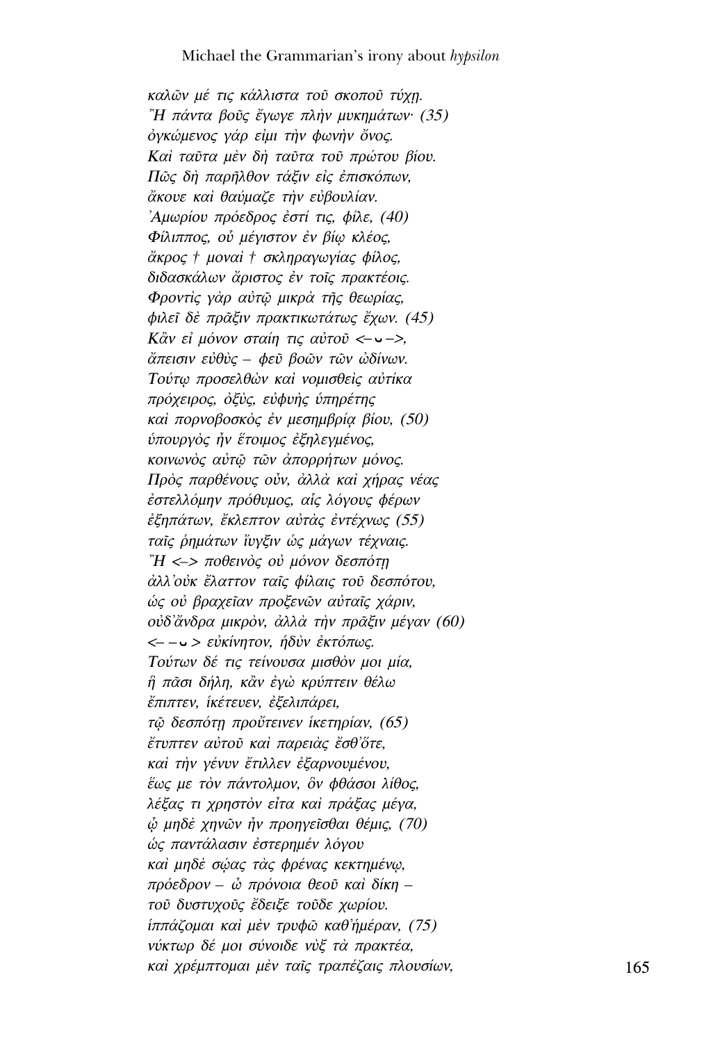*καλῶν μέ τις κάλλιστα τοῦ σκοποῦ τύχῃ.*
*Ἢ πάντα βοῦς ἔγωγε πλὴν μυκημάτων· (35)*
*ὀγκώμενος γάρ εἰμι τὴν φωνὴν ὄνος.*
*Καὶ ταῦτα μὲν δὴ ταῦτα τοῦ πρώτου βίου.*
*Πῶς δὴ παρῆλθον τάξιν εἰς ἐπισκόπων,*
*ἄκουε καὶ θαύμαζε τὴν εὐβουλίαν.*
*Ἀμωρίου πρόεδρος ἐστί τις, φίλε, (40)*
*Φίλιππος, οὐ μέγιστον ἐν βίῳ κλέος,*
*ἄκρος † μοναὶ † σκληραγωγίας φίλος,*
*διδασκάλων ἄριστος ἐν τοῖς πρακτέοις.*
*Φροντὶς γὰρ αὐτῷ μικρὰ τῆς θεωρίας,*
*φιλεῖ δὲ πρᾶξιν πρακτικωτάτως ἔχων. (45)*
*Κἂν εἰ μόνον σταίη τις αὐτοῦ <– ᴗ –>,*
*ἄπεισιν εὐθὺς – φεῦ βοῶν τῶν ὠδίνων.*
*Τούτῳ προσελθὼν καὶ νομισθεὶς αὐτίκα*
*πρόχειρος, ὀξὺς, εὐφυὴς ὑπηρέτης*
*καὶ πορνοβοσκὸς ἐν μεσημβρίᾳ βίου, (50)*
*ὑπουργὸς ἦν ἕτοιμος ἐξηλεγμένος,*
*κοινωνὸς αὐτῷ τῶν ἀπορρήτων μόνος.*
*Πρὸς παρθένους οὖν, ἀλλὰ καὶ χήρας νέας*
*ἐστελλόμην πρόθυμος, αἷς λόγους φέρων*
*ἐξηπάτων, ἔκλεπτον αὐτὰς ἐντέχνως (55)*
*ταῖς ῥημάτων ἴυγξιν ὡς μάγων τέχναις.*
*Ἢ <–> ποθεινὸς οὐ μόνον δεσπότῃ*
*ἀλλ᾽οὐκ ἔλαττον ταῖς φίλαις τοῦ δεσπότου,*
*ὡς οὐ βραχεῖαν προξενῶν αὐταῖς χάριν,*
*οὐδ᾽ἄνδρα μικρὸν, ἀλλὰ τὴν πρᾶξιν μέγαν (60)*
*<– – ᴗ > εὐκίνητον, ἡδὺν ἐκτόπως.*
*Τούτων δέ τις τείνουσα μισθὸν μοι μία,*
*ἣ πᾶσι δήλη, κἂν ἐγὼ κρύπτειν θέλω*
*ἔπιπτεν, ἱκέτευεν, ἐξελιπάρει,*
*τῷ δεσπότῃ προὔτεινεν ἱκετηρίαν, (65)*
*ἔτυπτεν αὐτοῦ καὶ παρειὰς ἔσθ᾽ὅτε,*
*καὶ τὴν γένυν ἔτιλλεν ἐξαρνουμένου,*
*ἕως με τὸν πάντολμον, ὃν φθάσοι λίθος,*
*λέξας τι χρηστὸν εἶτα καὶ πράξας μέγα,*
*ᾧ μηδὲ χηνῶν ἦν προηγεῖσθαι θέμις, (70)*
*ὡς παντάλασιν ἐστερημέν λόγου*
*καὶ μηδὲ σῶας τὰς φρένας κεκτημένῳ,*
*πρόεδρον – ὦ πρόνοια θεοῦ καὶ δίκη –*
*τοῦ δυστυχοῦς ἔδειξε τοῦδε χωρίου.*
*ἱππάζομαι καὶ μὲν τρυφῶ καθ᾽ἡμέραν, (75)*
*νύκτωρ δέ μοι σύνοιδε νὺξ τὰ πρακτέα,*
*καὶ χρέμπτομαι μὲν ταῖς τραπέζαις πλουσίων,*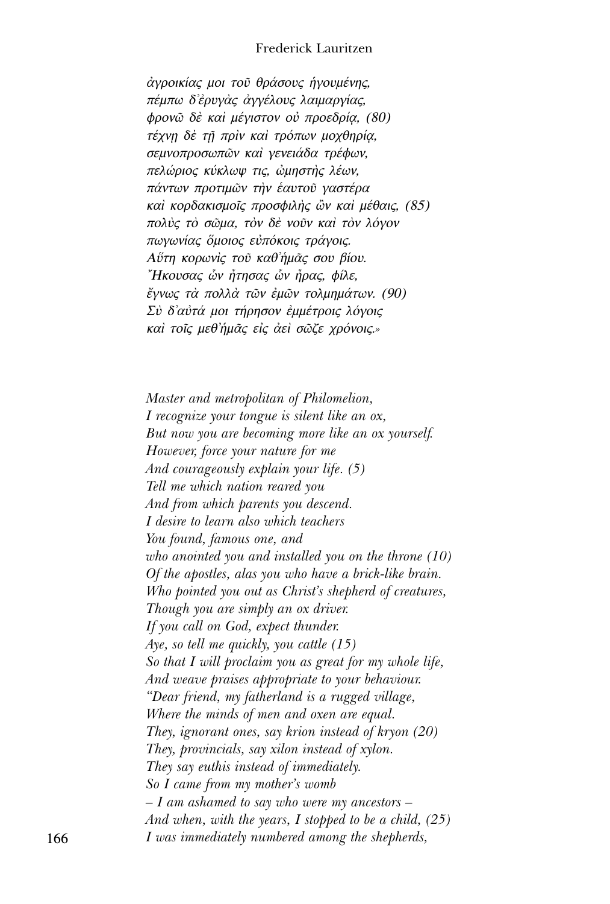*ἀγροικίας μοι τοῦ θράσους ἡγουμένης,*
*πέμπω δ᾽ἐρυγὰς ἀγγέλους λαιμαργίας,*
*φρονῶ δὲ καὶ μέγιστον οὐ προεδρίᾳ, (80)*
*τέχνῃ δὲ τῇ πρὶν καὶ τρόπων μοχθηρίᾳ,*
*σεμνοπροσωπῶν καὶ γενειάδα τρέφων,*
*πελώριος κύκλωψ τις, ὠμηστὴς λέων,*
*πάντων προτιμῶν τὴν ἑαυτοῦ γαστέρα*
*καὶ κορδακισμοῖς προσφιλὴς ὢν καὶ μέθαις, (85)*
*πολὺς τὸ σῶμα, τὸν δὲ νοῦν καὶ τὸν λόγον*
*πωγωνίας ὅμοιος εὐπόκοις τράγοις.*
*Αὕτη κορωνὶς τοῦ καθ᾽ἡμᾶς σου βίου.*
*Ἤκουσας ὧν ἤτησας ὧν ἦρας, φίλε,*
*ἔγνως τὰ πολλὰ τῶν ἐμῶν τολμημάτων. (90)*
*Σὺ δ᾽αὐτά μοι τήρησον ἐμμέτροις λόγοις*
*καὶ τοῖς μεθ᾽ἡμᾶς εἰς ἀεὶ σῶζε χρόνοις.»*

*Master and metropolitan of Philomelion,*
*I recognize your tongue is silent like an ox,*
*But now you are becoming more like an ox yourself.*
*However, force your nature for me*
*And courageously explain your life. (5)*
*Tell me which nation reared you*
*And from which parents you descend.*
*I desire to learn also which teachers*
*You found, famous one, and*
*who anointed you and installed you on the throne (10)*
*Of the apostles, alas you who have a brick-like brain.*
*Who pointed you out as Christ's shepherd of creatures,*
*Though you are simply an ox driver.*
*If you call on God, expect thunder.*
*Aye, so tell me quickly, you cattle (15)*
*So that I will proclaim you as great for my whole life,*
*And weave praises appropriate to your behaviour.*
*"Dear friend, my fatherland is a rugged village,*
*Where the minds of men and oxen are equal.*
*They, ignorant ones, say krion instead of kryon (20)*
*They, provincials, say xilon instead of xylon.*
*They say euthis instead of immediately.*
*So I came from my mother's womb*
*– I am ashamed to say who were my ancestors –*
*And when, with the years, I stopped to be a child, (25)*
*I was immediately numbered among the shepherds,*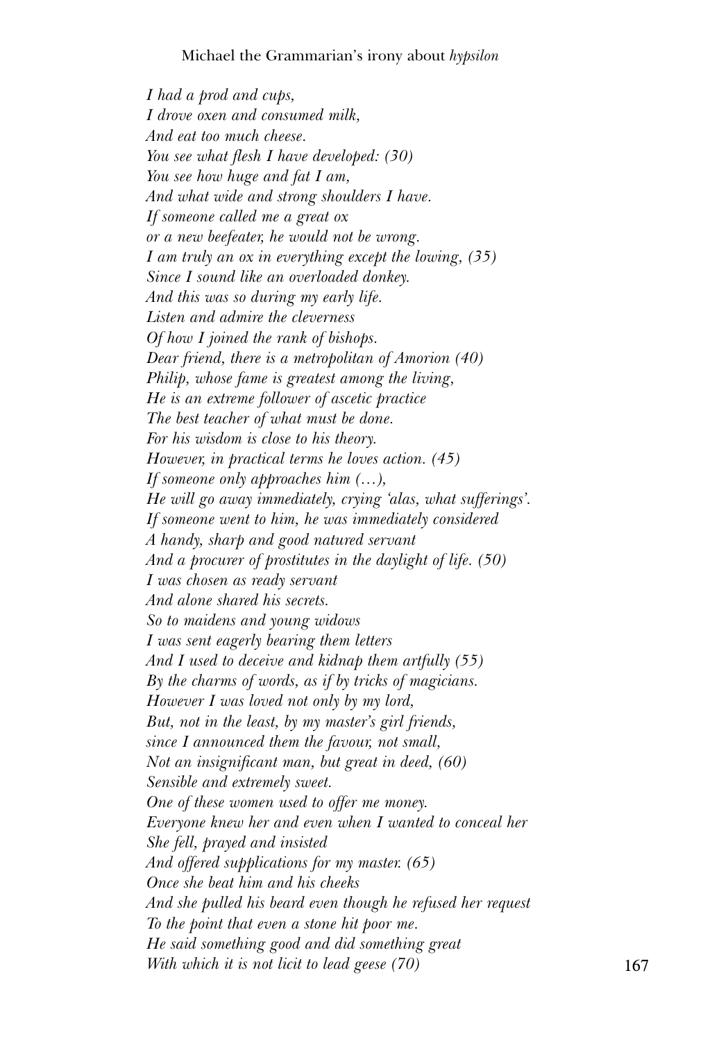*I had a prod and cups,*
*I drove oxen and consumed milk,*
*And eat too much cheese.*
*You see what flesh I have developed: (30)*
*You see how huge and fat I am,*
*And what wide and strong shoulders I have.*
*If someone called me a great ox*
*or a new beefeater, he would not be wrong.*
*I am truly an ox in everything except the lowing, (35)*
*Since I sound like an overloaded donkey.*
*And this was so during my early life.*
*Listen and admire the cleverness*
*Of how I joined the rank of bishops.*
*Dear friend, there is a metropolitan of Amorion (40)*
*Philip, whose fame is greatest among the living,*
*He is an extreme follower of ascetic practice*
*The best teacher of what must be done.*
*For his wisdom is close to his theory.*
*However, in practical terms he loves action. (45)*
*If someone only approaches him (…),*
*He will go away immediately, crying 'alas, what sufferings'.*
*If someone went to him, he was immediately considered*
*A handy, sharp and good natured servant*
*And a procurer of prostitutes in the daylight of life. (50)*
*I was chosen as ready servant*
*And alone shared his secrets.*
*So to maidens and young widows*
*I was sent eagerly bearing them letters*
*And I used to deceive and kidnap them artfully (55)*
*By the charms of words, as if by tricks of magicians.*
*However I was loved not only by my lord,*
*But, not in the least, by my master's girl friends,*
*since I announced them the favour, not small,*
*Not an insignificant man, but great in deed, (60)*
*Sensible and extremely sweet.*
*One of these women used to offer me money.*
*Everyone knew her and even when I wanted to conceal her*
*She fell, prayed and insisted*
*And offered supplications for my master. (65)*
*Once she beat him and his cheeks*
*And she pulled his beard even though he refused her request*
*To the point that even a stone hit poor me.*
*He said something good and did something great*
*With which it is not licit to lead geese (70)*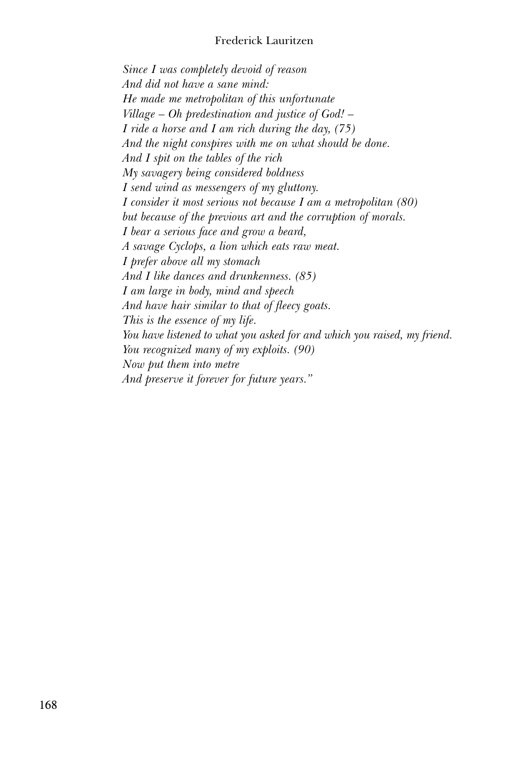*Since I was completely devoid of reason*
*And did not have a sane mind:*
*He made me metropolitan of this unfortunate*
*Village – Oh predestination and justice of God! –*
*I ride a horse and I am rich during the day, (75)*
*And the night conspires with me on what should be done.*
*And I spit on the tables of the rich*
*My savagery being considered boldness*
*I send wind as messengers of my gluttony.*
*I consider it most serious not because I am a metropolitan (80)*
*but because of the previous art and the corruption of morals.*
*I bear a serious face and grow a beard,*
*A savage Cyclops, a lion which eats raw meat.*
*I prefer above all my stomach*
*And I like dances and drunkenness. (85)*
*I am large in body, mind and speech*
*And have hair similar to that of fleecy goats.*
*This is the essence of my life.*
*You have listened to what you asked for and which you raised, my friend.*
*You recognized many of my exploits. (90)*
*Now put them into metre*
*And preserve it forever for future years."*